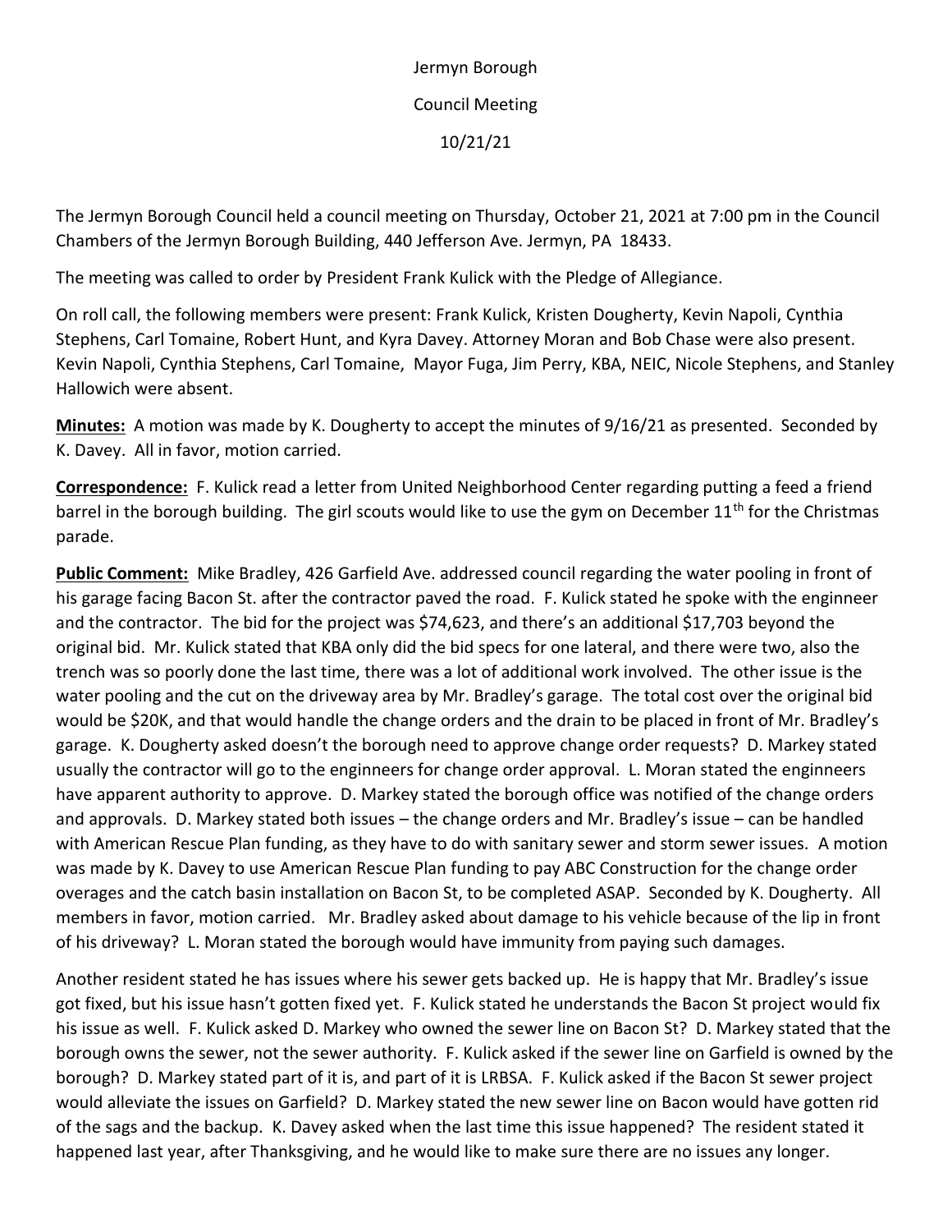Jermyn Borough

Council Meeting

10/21/21

The Jermyn Borough Council held a council meeting on Thursday, October 21, 2021 at 7:00 pm in the Council Chambers of the Jermyn Borough Building, 440 Jefferson Ave. Jermyn, PA 18433.

The meeting was called to order by President Frank Kulick with the Pledge of Allegiance.

On roll call, the following members were present: Frank Kulick, Kristen Dougherty, Kevin Napoli, Cynthia Stephens, Carl Tomaine, Robert Hunt, and Kyra Davey. Attorney Moran and Bob Chase were also present. Kevin Napoli, Cynthia Stephens, Carl Tomaine, Mayor Fuga, Jim Perry, KBA, NEIC, Nicole Stephens, and Stanley Hallowich were absent.

**Minutes:** A motion was made by K. Dougherty to accept the minutes of 9/16/21 as presented. Seconded by K. Davey. All in favor, motion carried.

**Correspondence:** F. Kulick read a letter from United Neighborhood Center regarding putting a feed a friend barrel in the borough building. The girl scouts would like to use the gym on December 11th for the Christmas parade.

**Public Comment:** Mike Bradley, 426 Garfield Ave. addressed council regarding the water pooling in front of his garage facing Bacon St. after the contractor paved the road. F. Kulick stated he spoke with the enginneer and the contractor. The bid for the project was $74,623, and there's an additional $17,703 beyond the original bid. Mr. Kulick stated that KBA only did the bid specs for one lateral, and there were two, also the trench was so poorly done the last time, there was a lot of additional work involved. The other issue is the water pooling and the cut on the driveway area by Mr. Bradley's garage. The total cost over the original bid would be $20K, and that would handle the change orders and the drain to be placed in front of Mr. Bradley's garage. K. Dougherty asked doesn't the borough need to approve change order requests? D. Markey stated usually the contractor will go to the enginneers for change order approval. L. Moran stated the engineers have apparent authority to approve. D. Markey stated the borough office was notified of the change orders and approvals. D. Markey stated both issues – the change orders and Mr. Bradley's issue – can be handled with American Rescue Plan funding, as they have to do with sanitary sewer and storm sewer issues. A motion was made by K. Davey to use American Rescue Plan funding to pay ABC Construction for the change order overages and the catch basin installation on Bacon St, to be completed ASAP. Seconded by K. Dougherty. All members in favor, motion carried. Mr. Bradley asked about damage to his vehicle because of the lip in front of his driveway? L. Moran stated the borough would have immunity from paying such damages.

Another resident stated he has issues where his sewer gets backed up. He is happy that Mr. Bradley's issue got fixed, but his issue hasn't gotten fixed yet. F. Kulick stated he understands the Bacon St project would fix his issue as well. F. Kulick asked D. Markey who owned the sewer line on Bacon St? D. Markey stated that the borough owns the sewer, not the sewer authority. F. Kulick asked if the sewer line on Garfield is owned by the borough? D. Markey stated part of it is, and part of it is LRBSA. F. Kulick asked if the Bacon St sewer project would alleviate the issues on Garfield? D. Markey stated the new sewer line on Bacon would have gotten rid of the sags and the backup. K. Davey asked when the last time this issue happened? The resident stated it happened last year, after Thanksgiving, and he would like to make sure there are no issues any longer.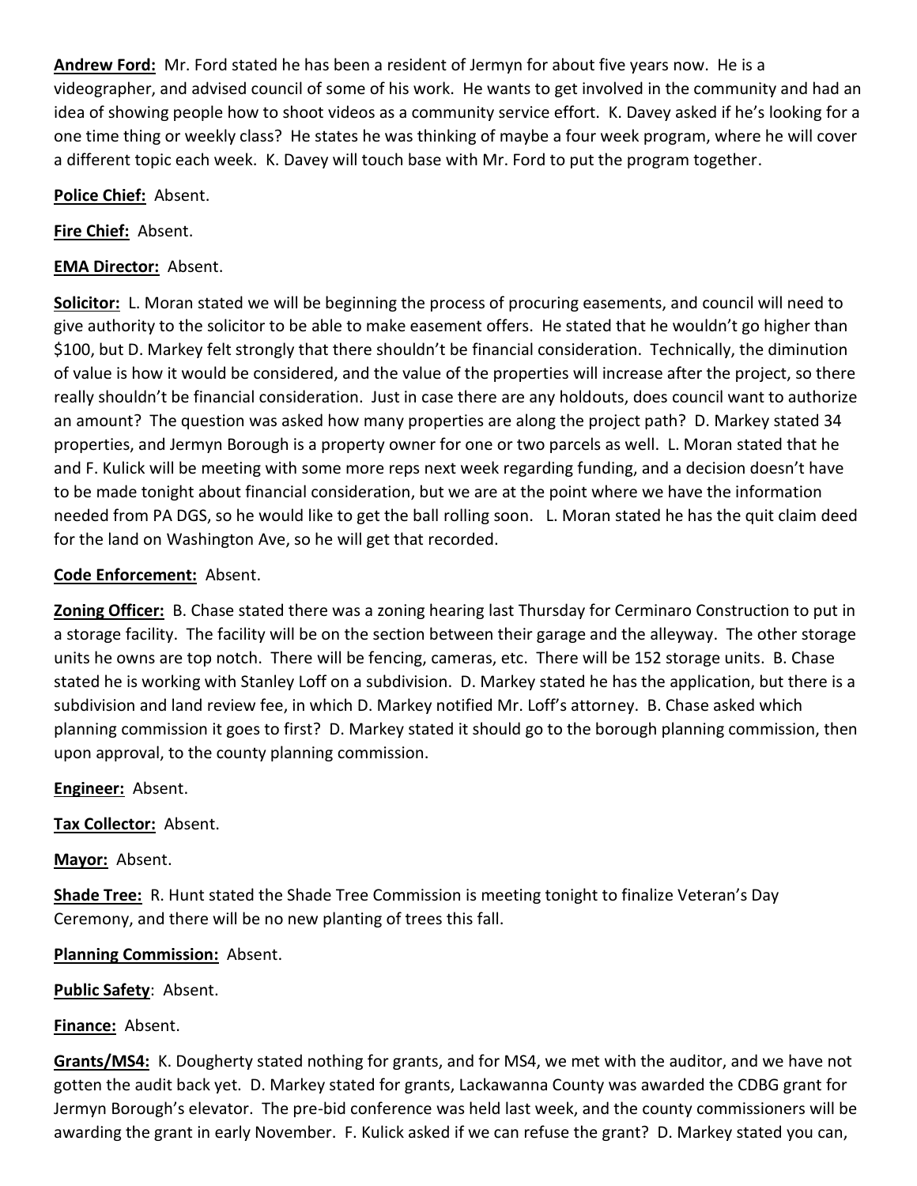**Andrew Ford:** Mr. Ford stated he has been a resident of Jermyn for about five years now. He is a videographer, and advised council of some of his work. He wants to get involved in the community and had an idea of showing people how to shoot videos as a community service effort. K. Davey asked if he's looking for a one time thing or weekly class? He states he was thinking of maybe a four week program, where he will cover a different topic each week. K. Davey will touch base with Mr. Ford to put the program together.

**Police Chief:** Absent.

**Fire Chief:** Absent.

**EMA Director:** Absent.

**Solicitor:** L. Moran stated we will be beginning the process of procuring easements, and council will need to give authority to the solicitor to be able to make easement offers. He stated that he wouldn't go higher than $100, but D. Markey felt strongly that there shouldn't be financial consideration. Technically, the diminution of value is how it would be considered, and the value of the properties will increase after the project, so there really shouldn't be financial consideration. Just in case there are any holdouts, does council want to authorize an amount? The question was asked how many properties are along the project path? D. Markey stated 34 properties, and Jermyn Borough is a property owner for one or two parcels as well. L. Moran stated that he and F. Kulick will be meeting with some more reps next week regarding funding, and a decision doesn't have to be made tonight about financial consideration, but we are at the point where we have the information needed from PA DGS, so he would like to get the ball rolling soon. L. Moran stated he has the quit claim deed for the land on Washington Ave, so he will get that recorded.

**Code Enforcement:** Absent.

**Zoning Officer:** B. Chase stated there was a zoning hearing last Thursday for Cerminaro Construction to put in a storage facility. The facility will be on the section between their garage and the alleyway. The other storage units he owns are top notch. There will be fencing, cameras, etc. There will be 152 storage units. B. Chase stated he is working with Stanley Loff on a subdivision. D. Markey stated he has the application, but there is a subdivision and land review fee, in which D. Markey notified Mr. Loff's attorney. B. Chase asked which planning commission it goes to first? D. Markey stated it should go to the borough planning commission, then upon approval, to the county planning commission.

**Engineer:** Absent.

**Tax Collector:** Absent.

**Mayor:** Absent.

**Shade Tree:** R. Hunt stated the Shade Tree Commission is meeting tonight to finalize Veteran's Day Ceremony, and there will be no new planting of trees this fall.

**Planning Commission:** Absent.

**Public Safety**: Absent.

**Finance:** Absent.

**Grants/MS4:** K. Dougherty stated nothing for grants, and for MS4, we met with the auditor, and we have not gotten the audit back yet. D. Markey stated for grants, Lackawanna County was awarded the CDBG grant for Jermyn Borough's elevator. The pre-bid conference was held last week, and the county commissioners will be awarding the grant in early November. F. Kulick asked if we can refuse the grant? D. Markey stated you can,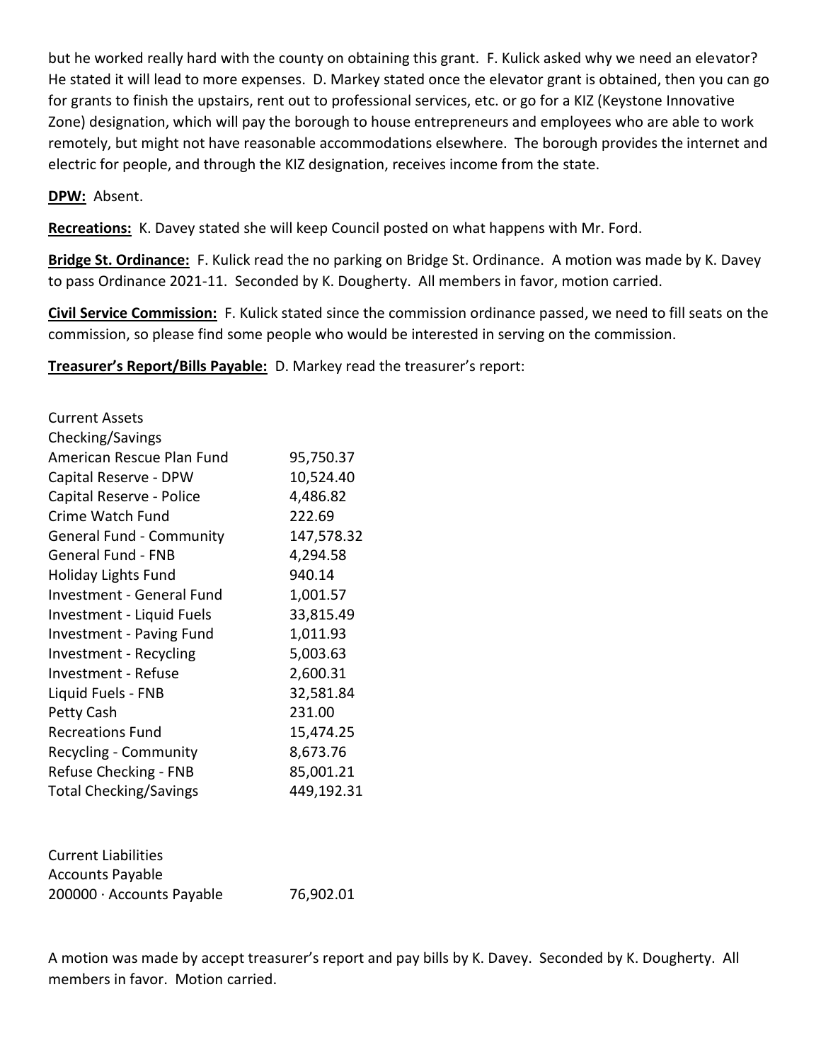but he worked really hard with the county on obtaining this grant. F. Kulick asked why we need an elevator? He stated it will lead to more expenses. D. Markey stated once the elevator grant is obtained, then you can go for grants to finish the upstairs, rent out to professional services, etc. or go for a KIZ (Keystone Innovative Zone) designation, which will pay the borough to house entrepreneurs and employees who are able to work remotely, but might not have reasonable accommodations elsewhere. The borough provides the internet and electric for people, and through the KIZ designation, receives income from the state.

**DPW:** Absent.

**Recreations:** K. Davey stated she will keep Council posted on what happens with Mr. Ford.

**Bridge St. Ordinance:** F. Kulick read the no parking on Bridge St. Ordinance. A motion was made by K. Davey to pass Ordinance 2021-11. Seconded by K. Dougherty. All members in favor, motion carried.

**Civil Service Commission:** F. Kulick stated since the commission ordinance passed, we need to fill seats on the commission, so please find some people who would be interested in serving on the commission.

**Treasurer's Report/Bills Payable:** D. Markey read the treasurer's report:

| Current Assets | |
|---|---|
| Checking/Savings | |
| American Rescue Plan Fund | 95,750.37 |
| Capital Reserve - DPW | 10,524.40 |
| Capital Reserve - Police | 4,486.82 |
| Crime Watch Fund | 222.69 |
| General Fund - Community | 147,578.32 |
| General Fund - FNB | 4,294.58 |
| Holiday Lights Fund | 940.14 |
| Investment - General Fund | 1,001.57 |
| Investment - Liquid Fuels | 33,815.49 |
| Investment - Paving Fund | 1,011.93 |
| Investment - Recycling | 5,003.63 |
| Investment - Refuse | 2,600.31 |
| Liquid Fuels - FNB | 32,581.84 |
| Petty Cash | 231.00 |
| Recreations Fund | 15,474.25 |
| Recycling - Community | 8,673.76 |
| Refuse Checking - FNB | 85,001.21 |
| Total Checking/Savings | 449,192.31 |

| Current Liabilities | |
|---|---|
| Accounts Payable | |
| 200000 · Accounts Payable | 76,902.01 |

A motion was made by accept treasurer's report and pay bills by K. Davey. Seconded by K. Dougherty. All members in favor. Motion carried.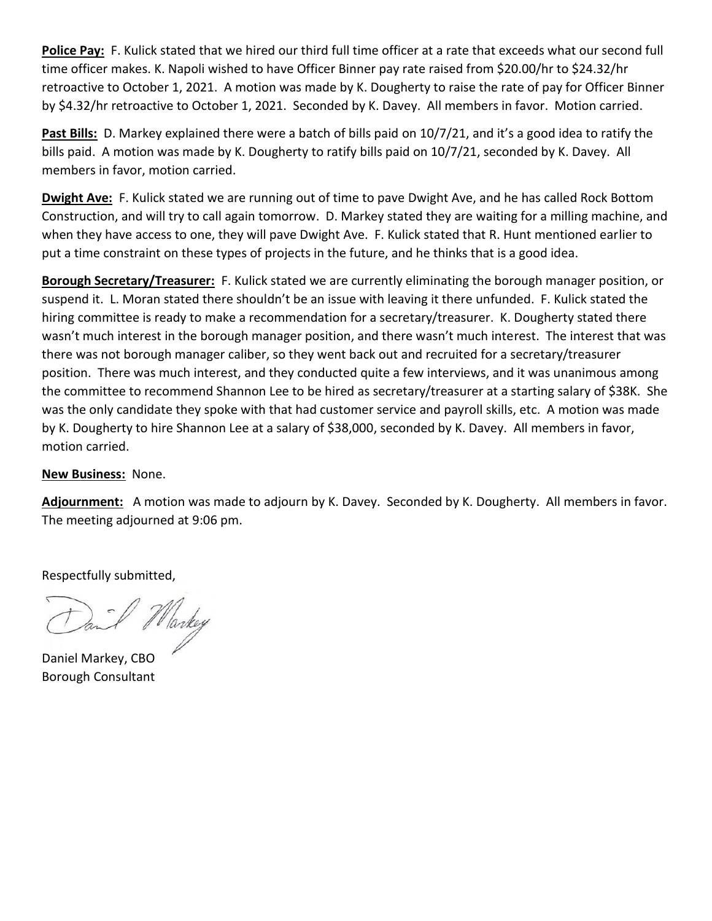**Police Pay:** F. Kulick stated that we hired our third full time officer at a rate that exceeds what our second full time officer makes. K. Napoli wished to have Officer Binner pay rate raised from $20.00/hr to $24.32/hr retroactive to October 1, 2021. A motion was made by K. Dougherty to raise the rate of pay for Officer Binner by $4.32/hr retroactive to October 1, 2021. Seconded by K. Davey. All members in favor. Motion carried.

**Past Bills:** D. Markey explained there were a batch of bills paid on 10/7/21, and it's a good idea to ratify the bills paid. A motion was made by K. Dougherty to ratify bills paid on 10/7/21, seconded by K. Davey. All members in favor, motion carried.

**Dwight Ave:** F. Kulick stated we are running out of time to pave Dwight Ave, and he has called Rock Bottom Construction, and will try to call again tomorrow. D. Markey stated they are waiting for a milling machine, and when they have access to one, they will pave Dwight Ave. F. Kulick stated that R. Hunt mentioned earlier to put a time constraint on these types of projects in the future, and he thinks that is a good idea.

**Borough Secretary/Treasurer:** F. Kulick stated we are currently eliminating the borough manager position, or suspend it. L. Moran stated there shouldn't be an issue with leaving it there unfunded. F. Kulick stated the hiring committee is ready to make a recommendation for a secretary/treasurer. K. Dougherty stated there wasn't much interest in the borough manager position, and there wasn't much interest. The interest that was there was not borough manager caliber, so they went back out and recruited for a secretary/treasurer position. There was much interest, and they conducted quite a few interviews, and it was unanimous among the committee to recommend Shannon Lee to be hired as secretary/treasurer at a starting salary of $38K. She was the only candidate they spoke with that had customer service and payroll skills, etc. A motion was made by K. Dougherty to hire Shannon Lee at a salary of $38,000, seconded by K. Davey. All members in favor, motion carried.

**New Business:** None.

**Adjournment:** A motion was made to adjourn by K. Davey. Seconded by K. Dougherty. All members in favor. The meeting adjourned at 9:06 pm.

Respectfully submitted,

Daniel Markey, CBO
Borough Consultant